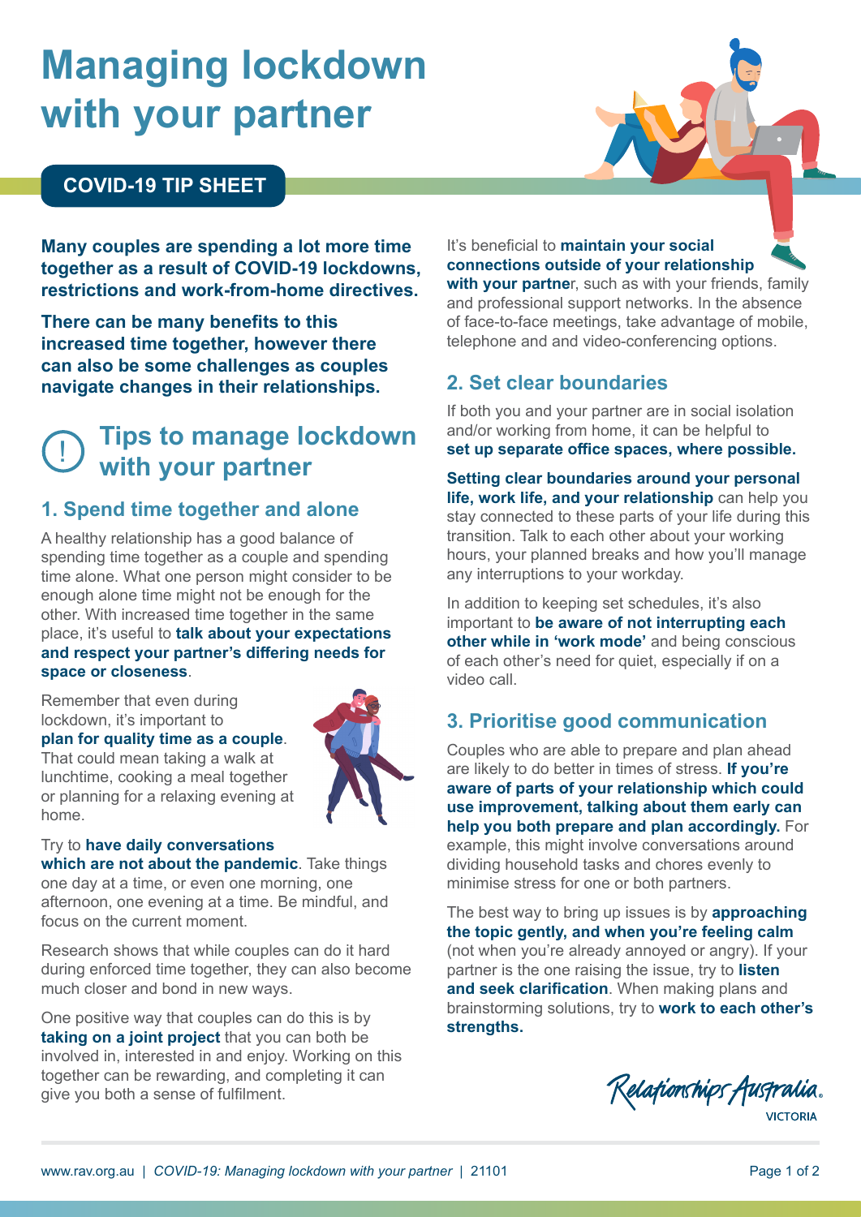# Managing lockdown with your partner

## COVID-19 TIP SHEET

**Many couples are spending a lot more time together as a result of COVID-19 lockdowns, restrictions and work-from-home directives.**

**There can be many benefits to this increased time together, however there can also be some challenges as couples navigate changes in their relationships.**

## Tips to manage lockdown with your partner

### 1. Spend time together and alone

A healthy relationship has a good balance of spending time together as a couple and spending time alone. What one person might consider to be enough alone time might not be enough for the other. With increased time together in the same place, it's useful to **talk about your expectations and respect your partner's differing needs for space or closeness**.

Remember that even during lockdown, it's important to **plan for quality time as a couple**. That could mean taking a walk at lunchtime, cooking a meal together or planning for a relaxing evening at home.

Try to **have daily conversations which are not about the pandemic**. Take things one day at a time, or even one morning, one afternoon, one evening at a time. Be mindful, and focus on the current moment.

Research shows that while couples can do it hard during enforced time together, they can also become much closer and bond in new ways.

One positive way that couples can do this is by **taking on a joint project** that you can both be involved in, interested in and enjoy. Working on this together can be rewarding, and completing it can give you both a sense of fulfilment.

It's beneficial to **maintain your social connections outside of your relationship with your partne**r, such as with your friends, family and professional support networks. In the absence of face-to-face meetings, take advantage of mobile, telephone and and video-conferencing options.

### 2. Set clear boundaries

If both you and your partner are in social isolation and/or working from home, it can be helpful to **set up separate office spaces, where possible.**

**Setting clear boundaries around your personal life, work life, and your relationship** can help you stay connected to these parts of your life during this transition. Talk to each other about your working hours, your planned breaks and how you'll manage any interruptions to your workday.

In addition to keeping set schedules, it's also important to **be aware of not interrupting each other while in 'work mode'** and being conscious of each other's need for quiet, especially if on a video call.

### 3. Prioritise good communication

Couples who are able to prepare and plan ahead are likely to do better in times of stress. **If you're aware of parts of your relationship which could use improvement, talking about them early can help you both prepare and plan accordingly.** For example, this might involve conversations around dividing household tasks and chores evenly to minimise stress for one or both partners.

The best way to bring up issues is by **approaching the topic gently, and when you're feeling calm** (not when you're already annoyed or angry). If your partner is the one raising the issue, try to **listen and seek clarification**. When making plans and brainstorming solutions, try to **work to each other's strengths.**

Relationships Australia VICTORIA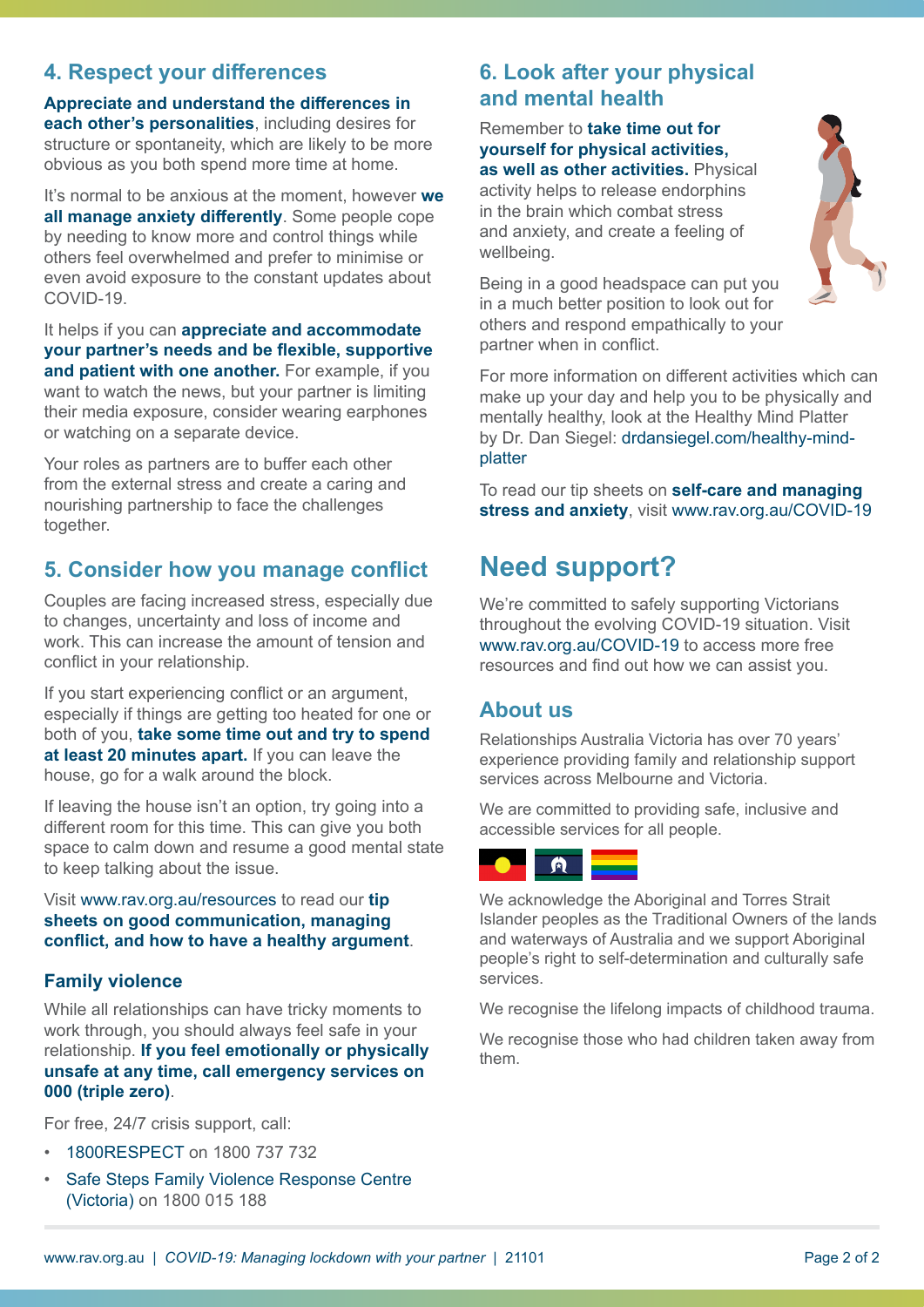## 4. Respect your differences

**Appreciate and understand the differences in each other's personalities**, including desires for structure or spontaneity, which are likely to be more obvious as you both spend more time at home.

It's normal to be anxious at the moment, however **we all manage anxiety differently**. Some people cope by needing to know more and control things while others feel overwhelmed and prefer to minimise or even avoid exposure to the constant updates about COVID-19.

It helps if you can **appreciate and accommodate your partner's needs and be flexible, supportive and patient with one another.** For example, if you want to watch the news, but your partner is limiting their media exposure, consider wearing earphones or watching on a separate device.

Your roles as partners are to buffer each other from the external stress and create a caring and nourishing partnership to face the challenges together.

## 5. Consider how you manage conflict

Couples are facing increased stress, especially due to changes, uncertainty and loss of income and work. This can increase the amount of tension and conflict in your relationship.

If you start experiencing conflict or an argument, especially if things are getting too heated for one or both of you, **take some time out and try to spend at least 20 minutes apart.** If you can leave the house, go for a walk around the block.

If leaving the house isn't an option, try going into a different room for this time. This can give you both space to calm down and resume a good mental state to keep talking about the issue.

Visit www.rav.org.au/resources to read our **tip sheets on good communication, managing conflict, and how to have a healthy argument**.

### Family violence

While all relationships can have tricky moments to work through, you should always feel safe in your relationship. **If you feel emotionally or physically unsafe at any time, call emergency services on 000 (triple zero)**.

For free, 24/7 crisis support, call:

- 1800RESPECT on 1800 737 732
- Safe Steps Family Violence Response Centre (Victoria) on 1800 015 188

## 6. Look after your physical and mental health

Remember to **take time out for yourself for physical activities, as well as other activities.** Physical activity helps to release endorphins in the brain which combat stress and anxiety, and create a feeling of wellbeing.

Being in a good headspace can put you in a much better position to look out for others and respond empathically to your partner when in conflict.

For more information on different activities which can make up your day and help you to be physically and mentally healthy, look at the Healthy Mind Platter by Dr. Dan Siegel: drdansiegel.com/healthy-mind-platter

To read our tip sheets on **self-care and managing stress and anxiety**, visit www.rav.org.au/COVID-19

# Need support?

We're committed to safely supporting Victorians throughout the evolving COVID-19 situation. Visit www.rav.org.au/COVID-19 to access more free resources and find out how we can assist you.

## About us

Relationships Australia Victoria has over 70 years' experience providing family and relationship support services across Melbourne and Victoria.

We are committed to providing safe, inclusive and accessible services for all people.

We acknowledge the Aboriginal and Torres Strait Islander peoples as the Traditional Owners of the lands and waterways of Australia and we support Aboriginal people's right to self-determination and culturally safe services.

We recognise the lifelong impacts of childhood trauma.

We recognise those who had children taken away from them.